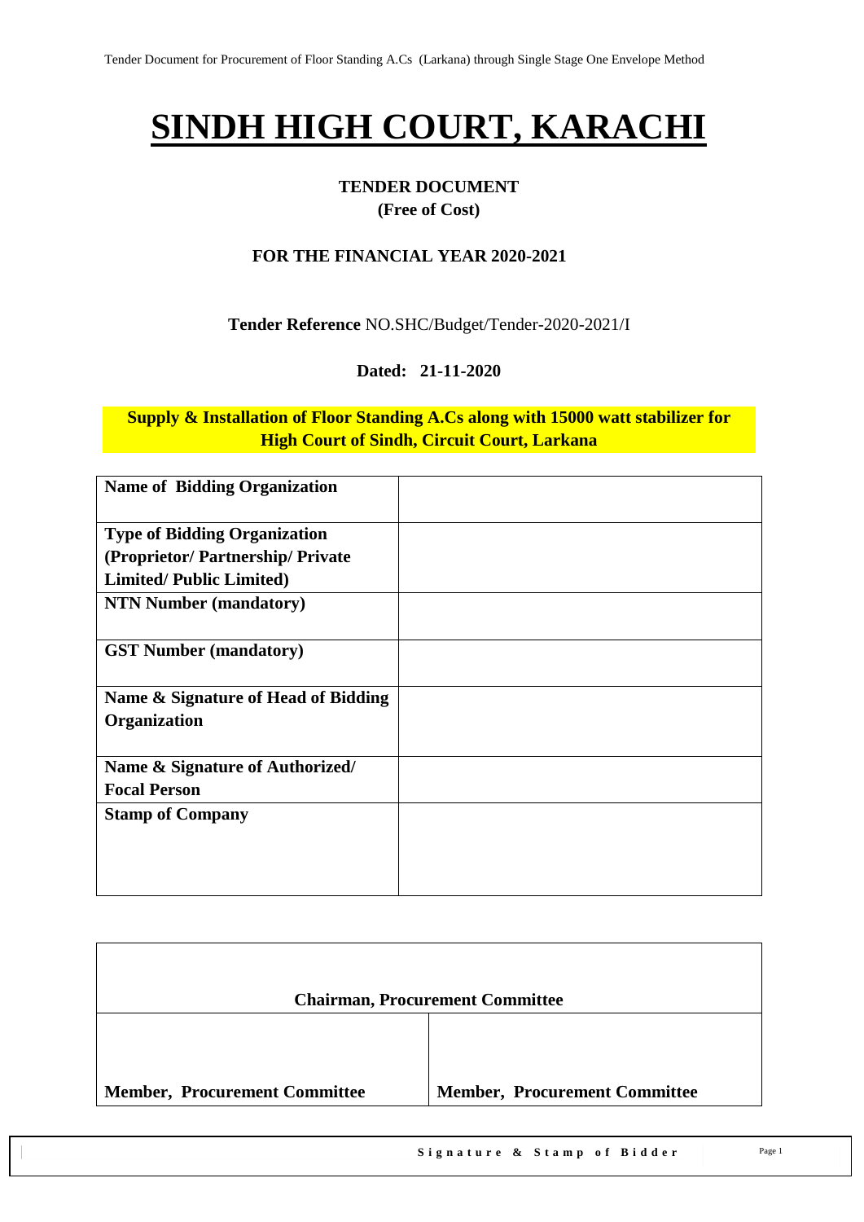# SINDH HIGH COURT, KARACHI

**TENDER DOCUMENT**
**(Free of Cost)**

**FOR THE FINANCIAL YEAR 2020-2021**

**Tender Reference** NO.SHC/Budget/Tender-2020-2021/I

**Dated: 21-11-2020**

**Supply & Installation of Floor Standing A.Cs along with 15000 watt stabilizer for High Court of Sindh, Circuit Court, Larkana**

| | |
|---|---|
| **Name of Bidding Organization** | |
| **Type of Bidding Organization (Proprietor/ Partnership/ Private Limited/ Public Limited)** | |
| **NTN Number (mandatory)** | |
| **GST Number (mandatory)** | |
| **Name & Signature of Head of Bidding Organization** | |
| **Name & Signature of Authorized/ Focal Person** | |
| **Stamp of Company** | |

| **Chairman, Procurement Committee** | |
|---|---|
| **Member, Procurement Committee** | **Member, Procurement Committee** |

**Signature & Stamp of Bidder**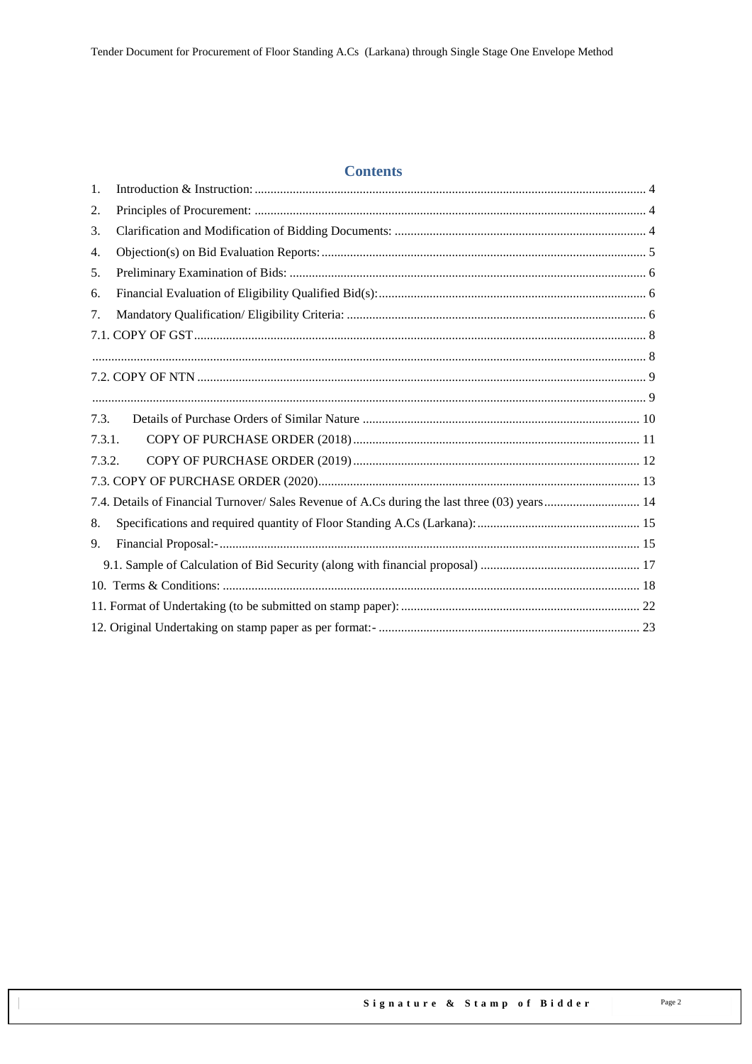# Contents

1. Introduction & Instruction: 4
2. Principles of Procurement: 4
3. Clarification and Modification of Bidding Documents: 4
4. Objection(s) on Bid Evaluation Reports: 5
5. Preliminary Examination of Bids: 6
6. Financial Evaluation of Eligibility Qualified Bid(s): 6
7. Mandatory Qualification/ Eligibility Criteria: 6

7.1. COPY OF GST 8

........ 8

7.2. COPY OF NTN 9

........ 9

7.3. Details of Purchase Orders of Similar Nature 10

7.3.1. COPY OF PURCHASE ORDER (2018) 11

7.3.2. COPY OF PURCHASE ORDER (2019) 12

7.3. COPY OF PURCHASE ORDER (2020) 13

7.4. Details of Financial Turnover/ Sales Revenue of A.Cs during the last three (03) years 14

8. Specifications and required quantity of Floor Standing A.Cs (Larkana): 15
9. Financial Proposal:- 15

9.1. Sample of Calculation of Bid Security (along with financial proposal) 17

10. Terms & Conditions: 18

11. Format of Undertaking (to be submitted on stamp paper): 22

12. Original Undertaking on stamp paper as per format:- 23

**Signature & Stamp of Bidder**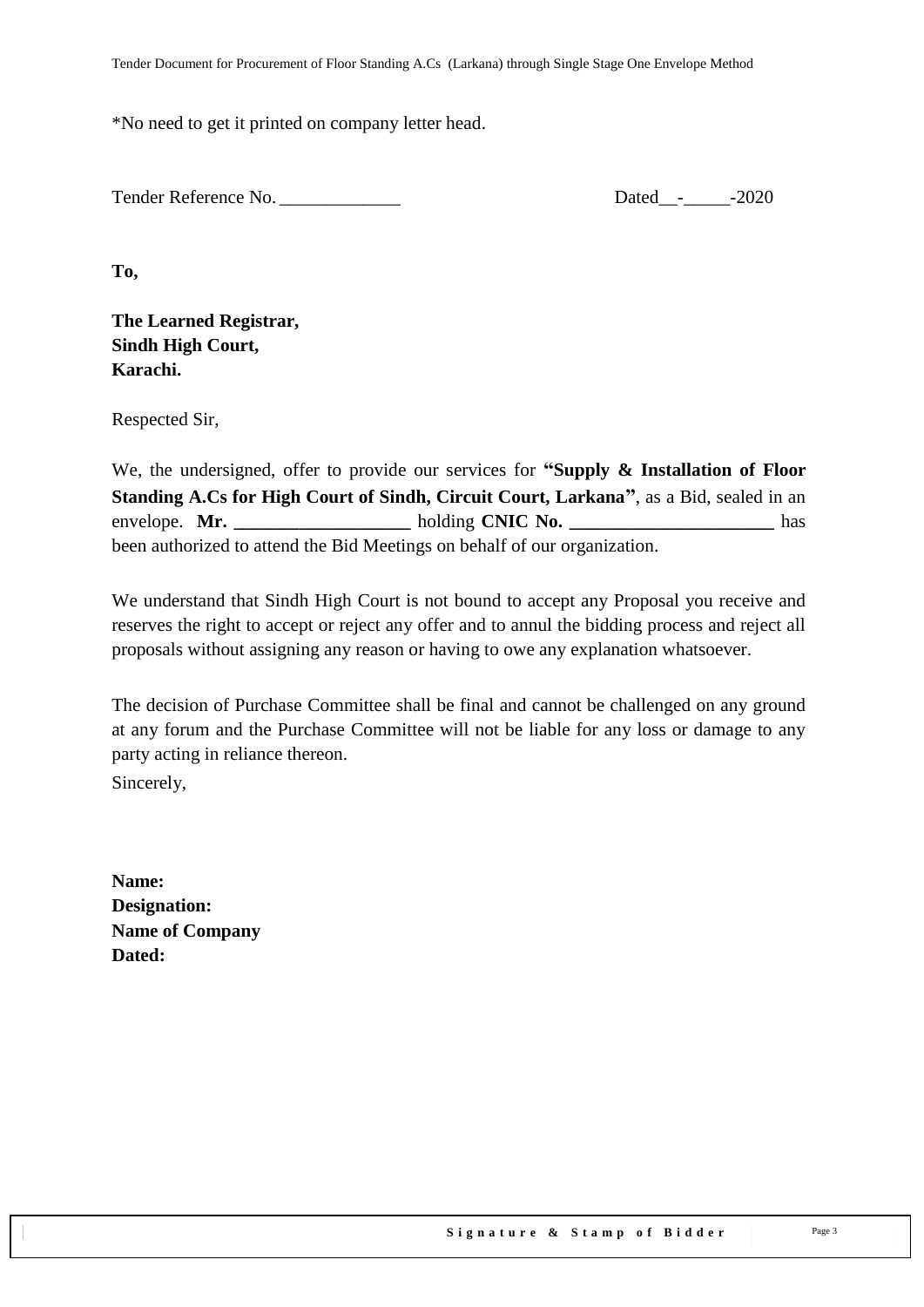*No need to get it printed on company letter head.

Tender Reference No. _____________ Dated__-_____-2020

**To,**

**The Learned Registrar,**
**Sindh High Court,**
**Karachi.**

Respected Sir,

We, the undersigned, offer to provide our services for **"Supply & Installation of Floor Standing A.Cs for High Court of Sindh, Circuit Court, Larkana"**, as a Bid, sealed in an envelope. **Mr. ___________________** holding **CNIC No. ______________________** has been authorized to attend the Bid Meetings on behalf of our organization.

We understand that Sindh High Court is not bound to accept any Proposal you receive and reserves the right to accept or reject any offer and to annul the bidding process and reject all proposals without assigning any reason or having to owe any explanation whatsoever.

The decision of Purchase Committee shall be final and cannot be challenged on any ground at any forum and the Purchase Committee will not be liable for any loss or damage to any party acting in reliance thereon.

Sincerely,

**Name:**
**Designation:**
**Name of Company**
**Dated:**

**Signature & Stamp of Bidder**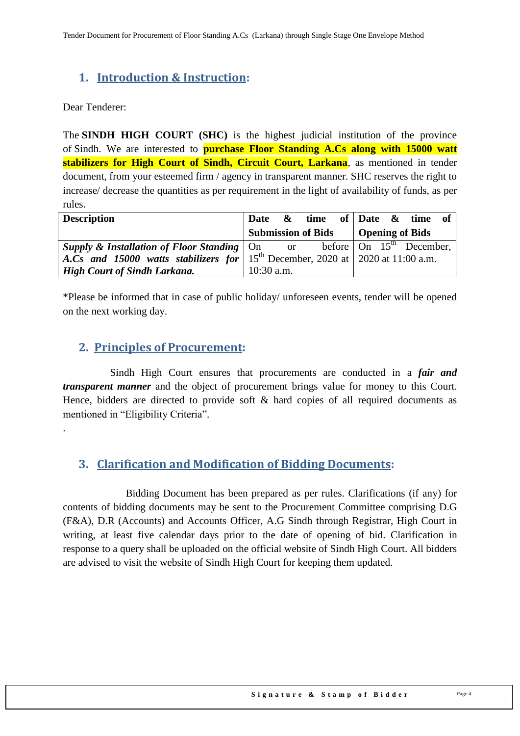## 1. Introduction & Instruction:

Dear Tenderer:

The **SINDH HIGH COURT (SHC)** is the highest judicial institution of the province of Sindh. We are interested to **purchase Floor Standing A.Cs along with 15000 watt stabilizers for High Court of Sindh, Circuit Court, Larkana**, as mentioned in tender document, from your esteemed firm / agency in transparent manner. SHC reserves the right to increase/ decrease the quantities as per requirement in the light of availability of funds, as per rules.

| **Description** | **Date & time of Submission of Bids** | **Date & time of Opening of Bids** |
|---|---|---|
| ***Supply & Installation of Floor Standing A.Cs and 15000 watts stabilizers for High Court of Sindh Larkana.*** | On or before 15th December, 2020 at 10:30 a.m. | On 15th December, 2020 at 11:00 a.m. |

*Please be informed that in case of public holiday/ unforeseen events, tender will be opened on the next working day.

## 2. Principles of Procurement:

Sindh High Court ensures that procurements are conducted in a ***fair and transparent manner*** and the object of procurement brings value for money to this Court. Hence, bidders are directed to provide soft & hard copies of all required documents as mentioned in "Eligibility Criteria".

.

## 3. Clarification and Modification of Bidding Documents:

Bidding Document has been prepared as per rules. Clarifications (if any) for contents of bidding documents may be sent to the Procurement Committee comprising D.G (F&A), D.R (Accounts) and Accounts Officer, A.G Sindh through Registrar, High Court in writing, at least five calendar days prior to the date of opening of bid. Clarification in response to a query shall be uploaded on the official website of Sindh High Court. All bidders are advised to visit the website of Sindh High Court for keeping them updated.

**Signature & Stamp of Bidder**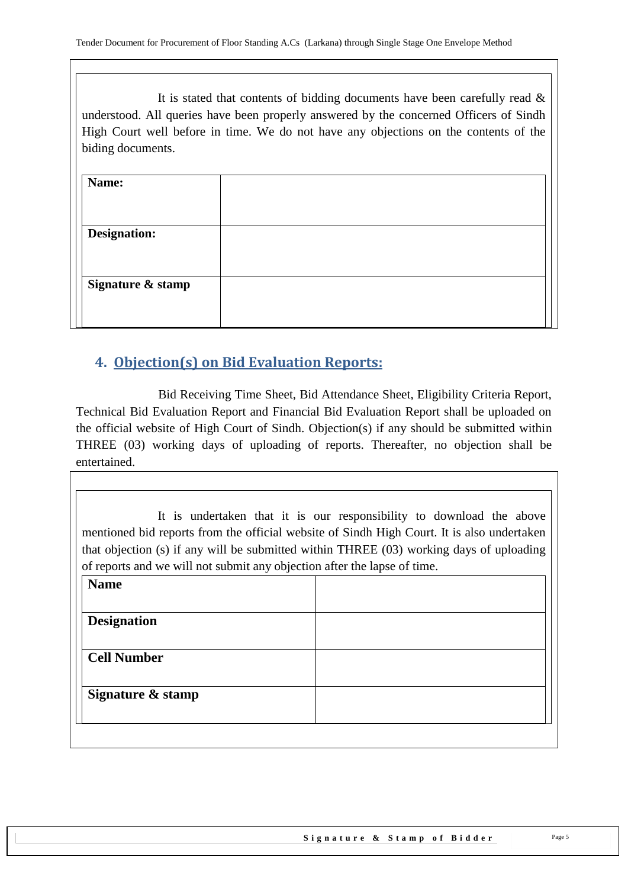It is stated that contents of bidding documents have been carefully read & understood. All queries have been properly answered by the concerned Officers of Sindh High Court well before in time. We do not have any objections on the contents of the biding documents.

| **Name:** | |
|---|---|
| **Designation:** | |
| **Signature & stamp** | |

## 4. Objection(s) on Bid Evaluation Reports:

Bid Receiving Time Sheet, Bid Attendance Sheet, Eligibility Criteria Report, Technical Bid Evaluation Report and Financial Bid Evaluation Report shall be uploaded on the official website of High Court of Sindh. Objection(s) if any should be submitted within THREE (03) working days of uploading of reports. Thereafter, no objection shall be entertained.

It is undertaken that it is our responsibility to download the above mentioned bid reports from the official website of Sindh High Court. It is also undertaken that objection (s) if any will be submitted within THREE (03) working days of uploading of reports and we will not submit any objection after the lapse of time.

| **Name** | |
|---|---|
| **Designation** | |
| **Cell Number** | |
| **Signature & stamp** | |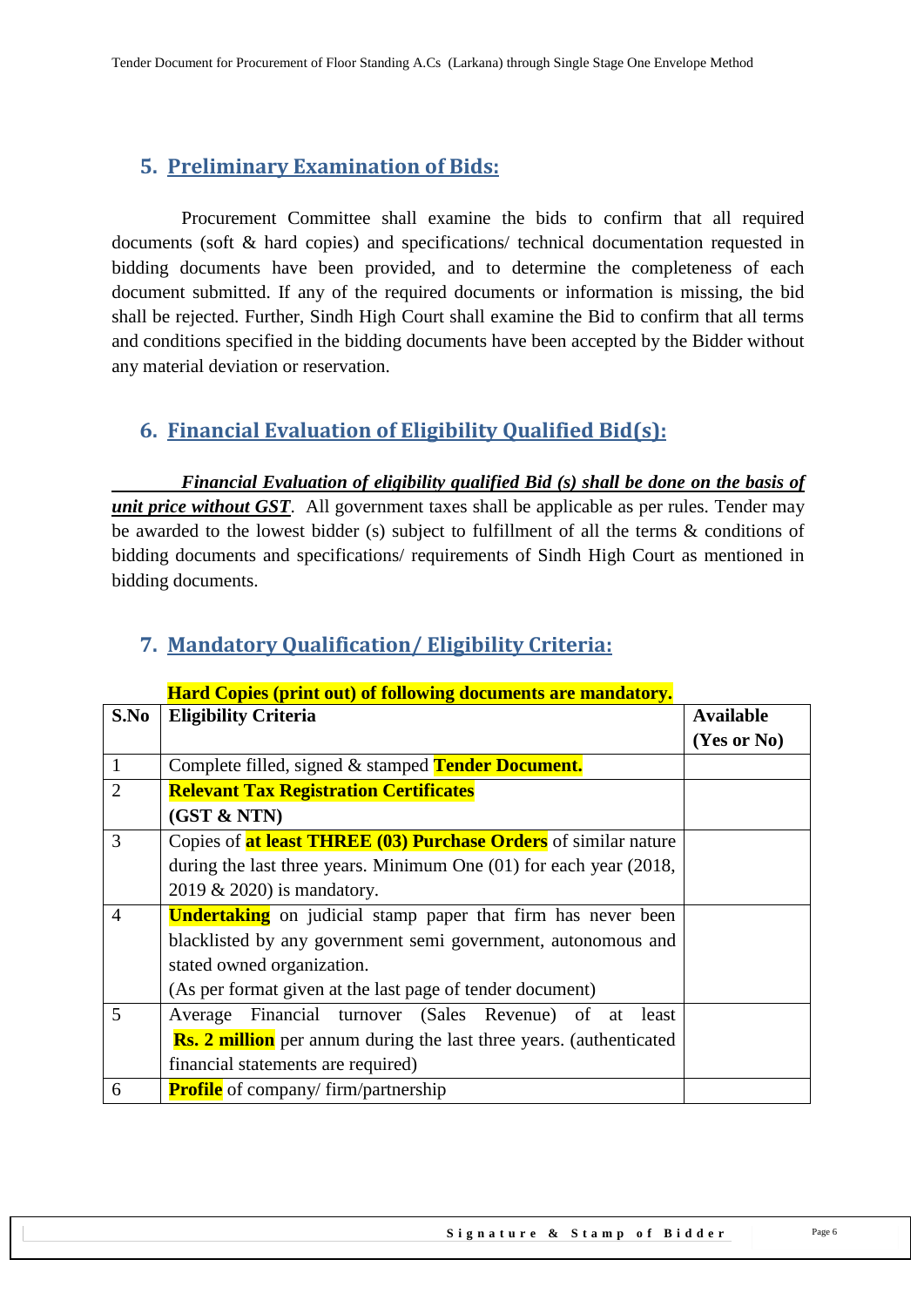## 5. Preliminary Examination of Bids:

Procurement Committee shall examine the bids to confirm that all required documents (soft & hard copies) and specifications/ technical documentation requested in bidding documents have been provided, and to determine the completeness of each document submitted. If any of the required documents or information is missing, the bid shall be rejected. Further, Sindh High Court shall examine the Bid to confirm that all terms and conditions specified in the bidding documents have been accepted by the Bidder without any material deviation or reservation.

## 6. Financial Evaluation of Eligibility Qualified Bid(s):

***Financial Evaluation of eligibility qualified Bid (s) shall be done on the basis of unit price without GST***. All government taxes shall be applicable as per rules. Tender may be awarded to the lowest bidder (s) subject to fulfillment of all the terms & conditions of bidding documents and specifications/ requirements of Sindh High Court as mentioned in bidding documents.

## 7. Mandatory Qualification/ Eligibility Criteria:

**Hard Copies (print out) of following documents are mandatory.**

| S.No | Eligibility Criteria | Available (Yes or No) |
|---|---|---|
| 1 | Complete filled, signed & stamped **Tender Document.** | |
| 2 | **Relevant Tax Registration Certificates (GST & NTN)** | |
| 3 | Copies of **at least THREE (03) Purchase Orders** of similar nature during the last three years. Minimum One (01) for each year (2018, 2019 & 2020) is mandatory. | |
| 4 | **Undertaking** on judicial stamp paper that firm has never been blacklisted by any government semi government, autonomous and stated owned organization. (As per format given at the last page of tender document) | |
| 5 | Average Financial turnover (Sales Revenue) of at least **Rs. 2 million** per annum during the last three years. (authenticated financial statements are required) | |
| 6 | **Profile** of company/ firm/partnership | |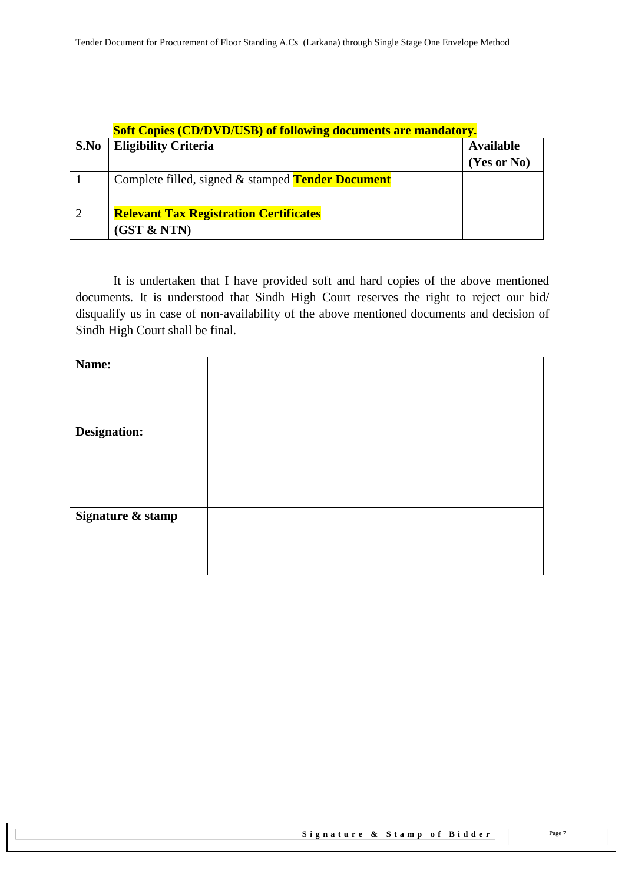**Soft Copies (CD/DVD/USB) of following documents are mandatory.**

| S.No | Eligibility Criteria | Available (Yes or No) |
|---|---|---|
| 1 | Complete filled, signed & stamped **Tender Document** | |
| 2 | **Relevant Tax Registration Certificates (GST & NTN)** | |

It is undertaken that I have provided soft and hard copies of the above mentioned documents. It is understood that Sindh High Court reserves the right to reject our bid/ disqualify us in case of non-availability of the above mentioned documents and decision of Sindh High Court shall be final.

| **Name:** | |
|---|---|
| **Designation:** | |
| **Signature & stamp** | |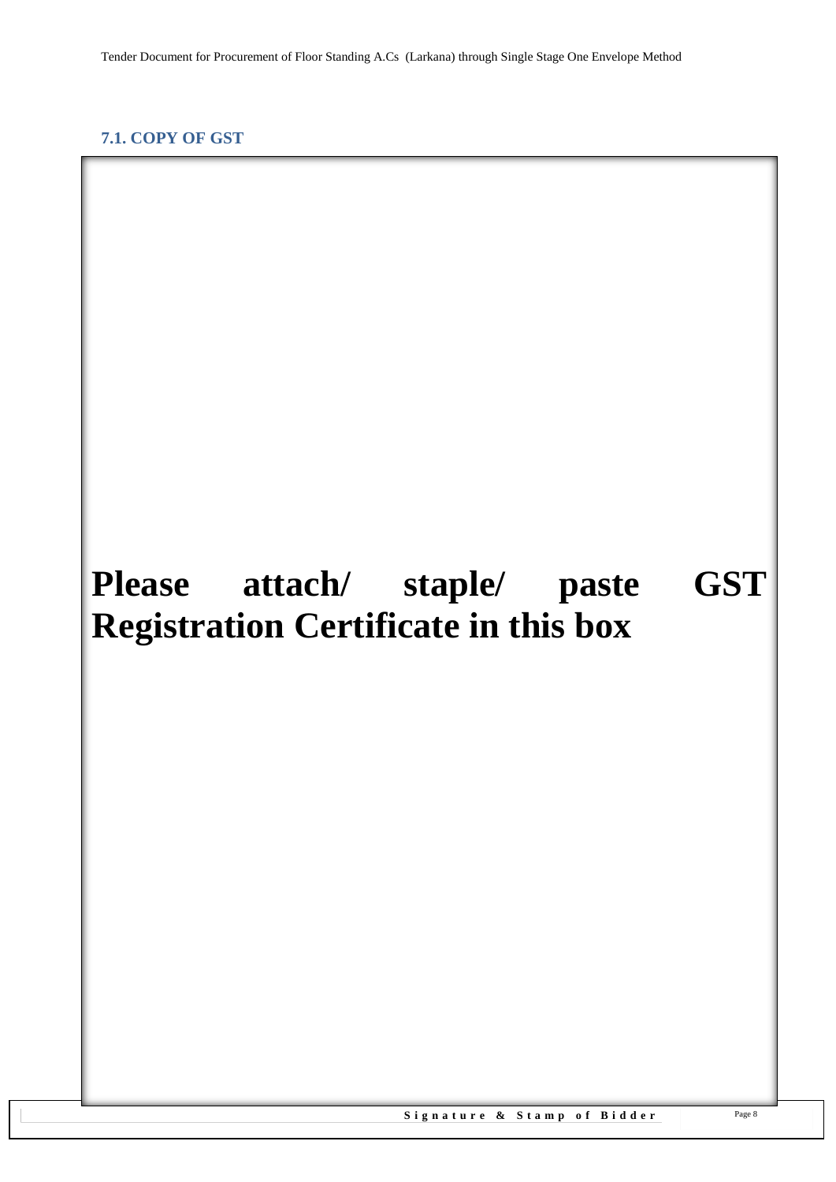### 7.1. COPY OF GST

**Please attach/ staple/ paste GST Registration Certificate in this box**

**Signature & Stamp of Bidder**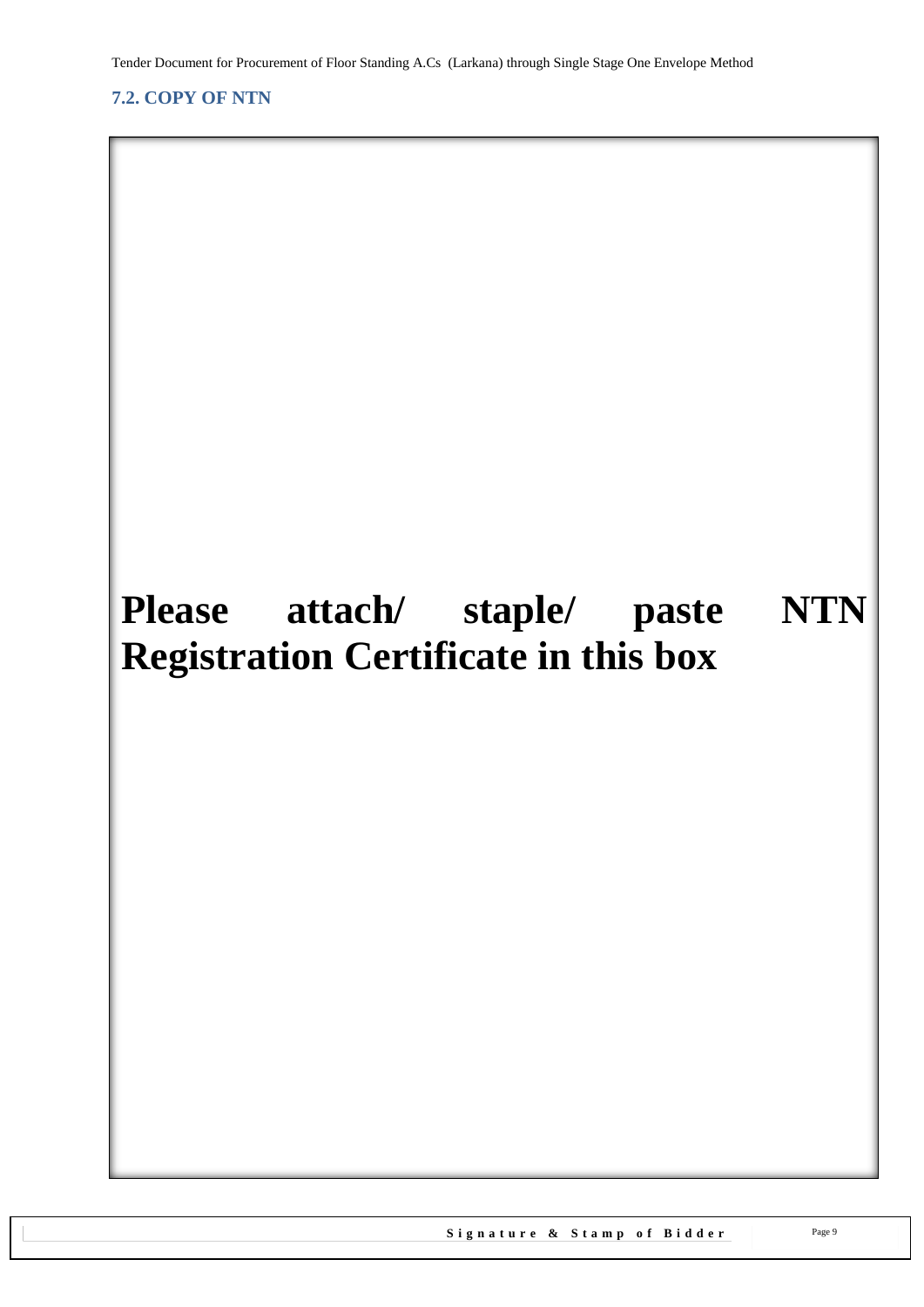## 7.2. COPY OF NTN

**Please attach/ staple/ paste NTN Registration Certificate in this box**

**Signature & Stamp of Bidder**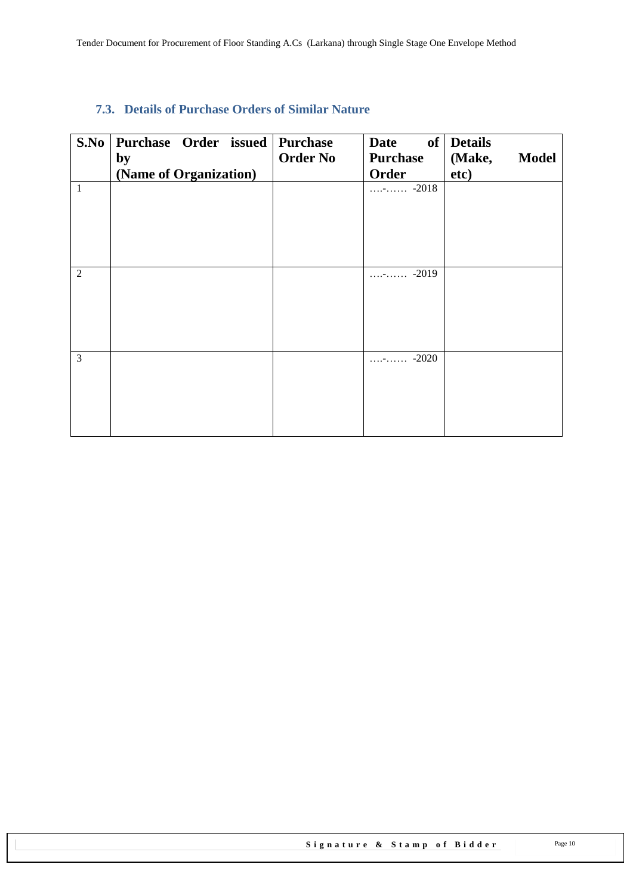### 7.3. Details of Purchase Orders of Similar Nature

| S.No | Purchase Order issued by (Name of Organization) | Purchase Order No | Date of Purchase Order | Details (Make, Model etc) |
|---|---|---|---|---|
| 1 | | | ….-…… -2018 | |
| 2 | | | ….-…… -2019 | |
| 3 | | | ….-…… -2020 | |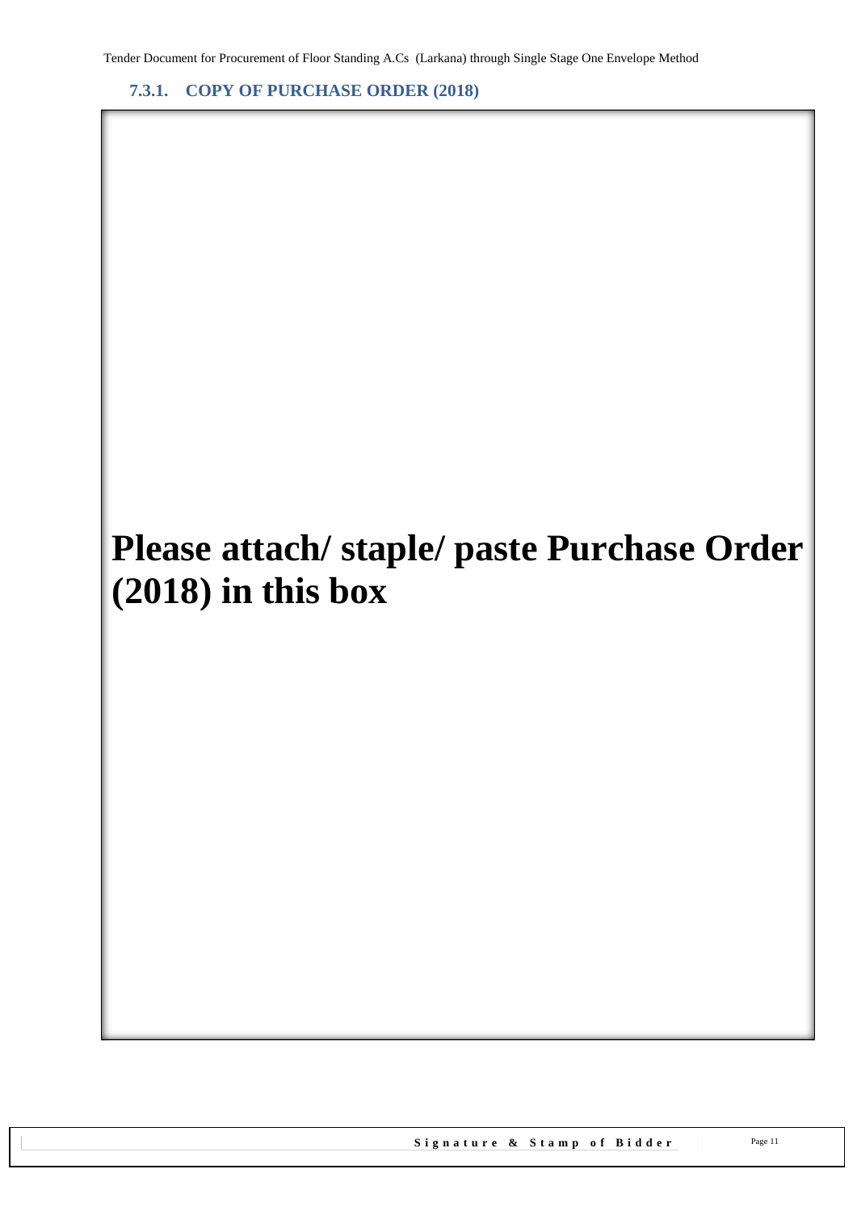### 7.3.1. COPY OF PURCHASE ORDER (2018)

**Please attach/ staple/ paste Purchase Order (2018) in this box**

**Signature & Stamp of Bidder**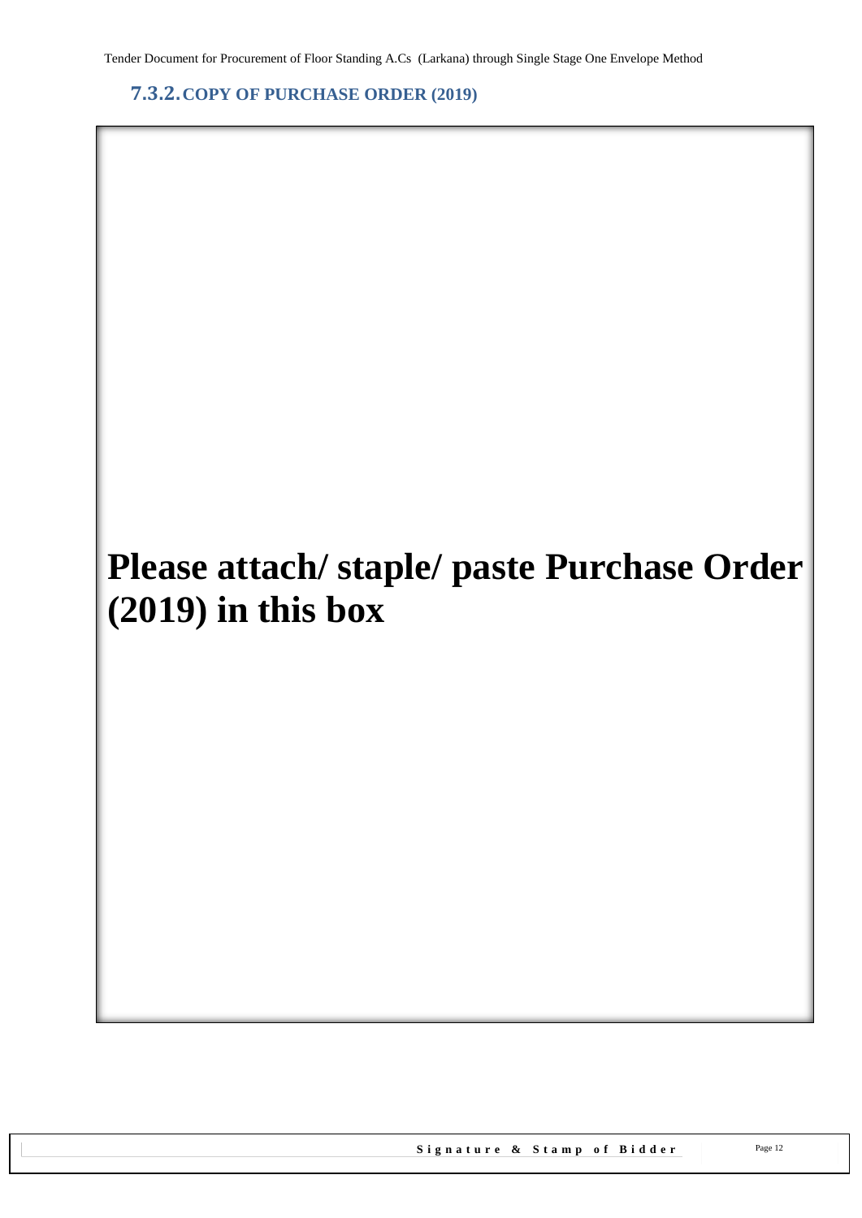### 7.3.2. COPY OF PURCHASE ORDER (2019)

**Please attach/ staple/ paste Purchase Order (2019) in this box**

**Signature & Stamp of Bidder**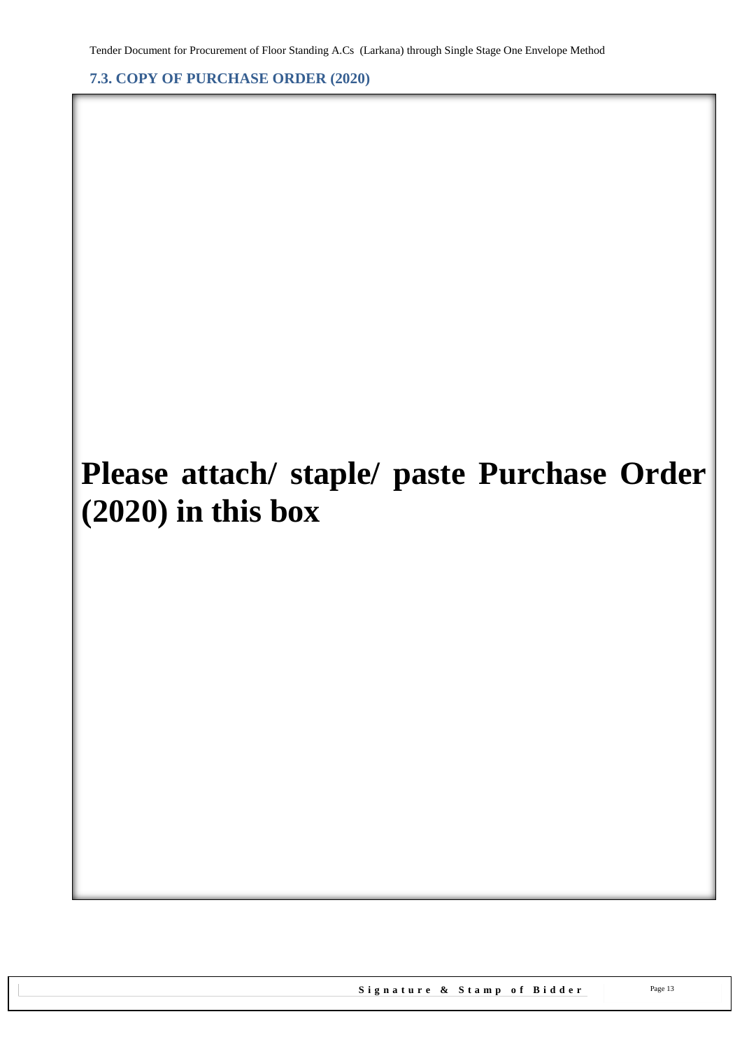### 7.3. COPY OF PURCHASE ORDER (2020)

**Please attach/ staple/ paste Purchase Order (2020) in this box**

**Signature & Stamp of Bidder**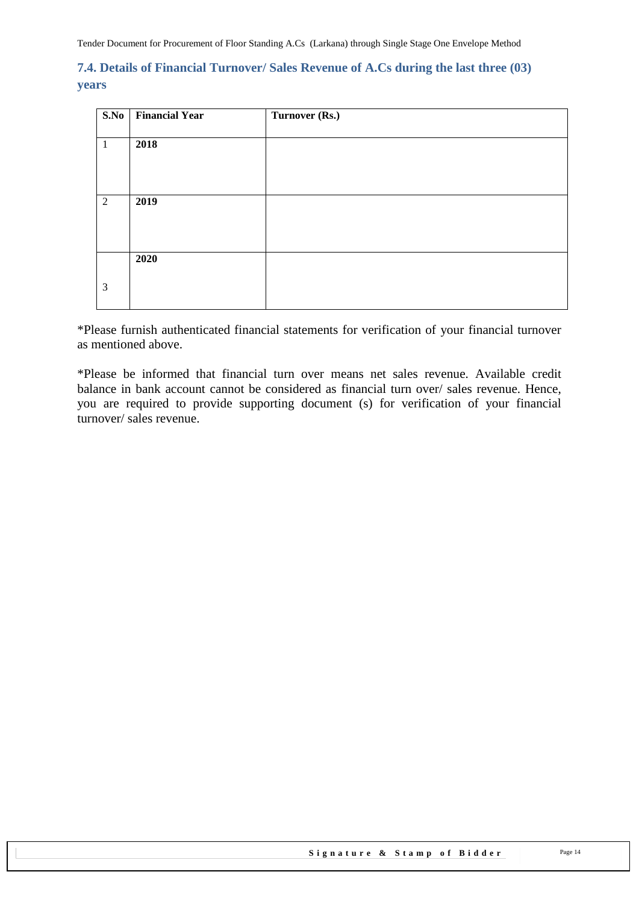### 7.4. Details of Financial Turnover/ Sales Revenue of A.Cs during the last three (03) years

| S.No | Financial Year | Turnover (Rs.) |
|---|---|---|
| 1 | **2018** | |
| 2 | **2019** | |
| 3 | **2020** | |

*Please furnish authenticated financial statements for verification of your financial turnover as mentioned above.

*Please be informed that financial turn over means net sales revenue. Available credit balance in bank account cannot be considered as financial turn over/ sales revenue. Hence, you are required to provide supporting document (s) for verification of your financial turnover/ sales revenue.

**Signature & Stamp of Bidder**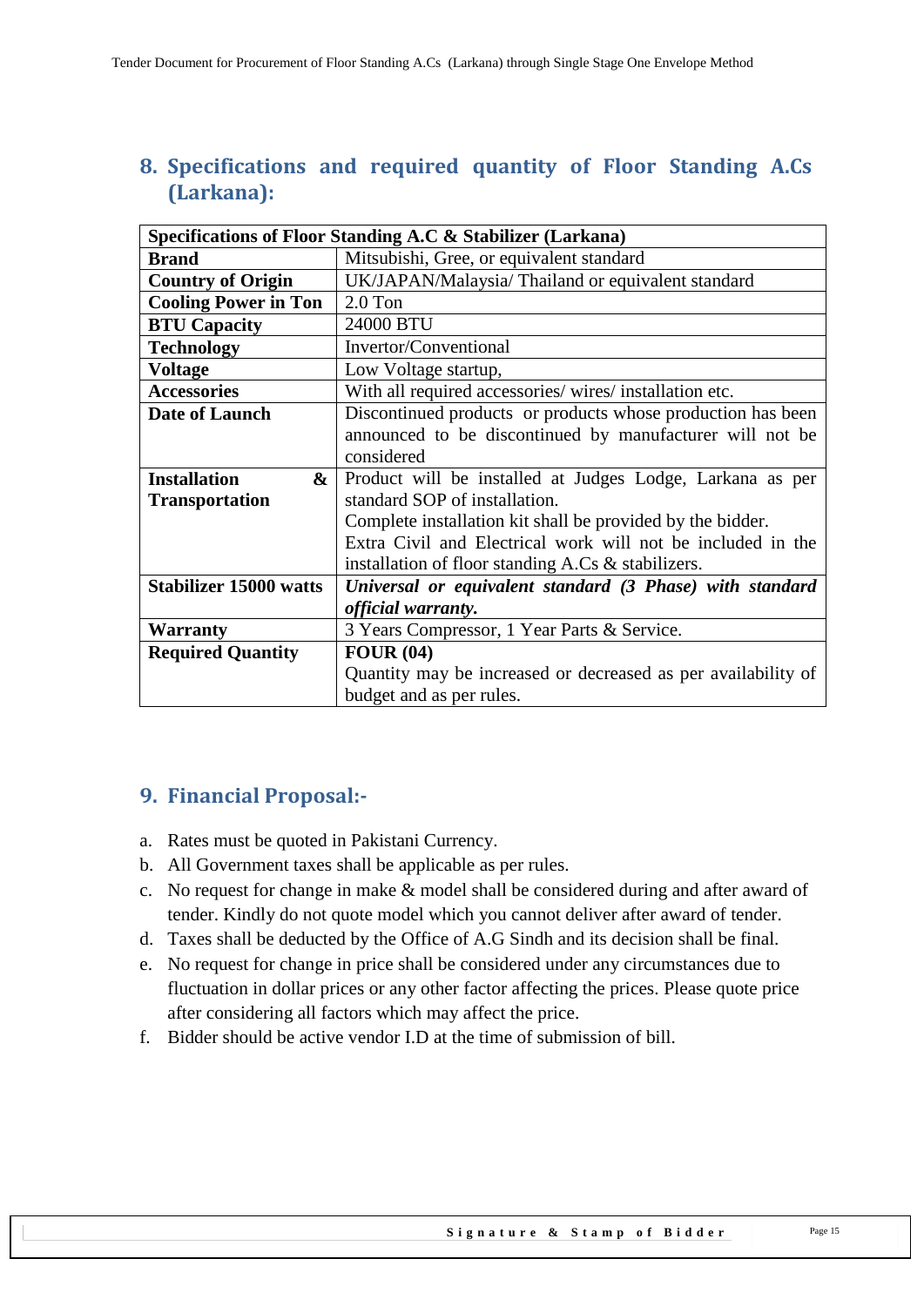## 8. Specifications and required quantity of Floor Standing A.Cs (Larkana):

| Specifications of Floor Standing A.C & Stabilizer (Larkana) | |
|---|---|
| **Brand** | Mitsubishi, Gree, or equivalent standard |
| **Country of Origin** | UK/JAPAN/Malaysia/ Thailand or equivalent standard |
| **Cooling Power in Ton** | 2.0 Ton |
| **BTU Capacity** | 24000 BTU |
| **Technology** | Invertor/Conventional |
| **Voltage** | Low Voltage startup, |
| **Accessories** | With all required accessories/ wires/ installation etc. |
| **Date of Launch** | Discontinued products or products whose production has been announced to be discontinued by manufacturer will not be considered |
| **Installation & Transportation** | Product will be installed at Judges Lodge, Larkana as per standard SOP of installation.<br>Complete installation kit shall be provided by the bidder.<br>Extra Civil and Electrical work will not be included in the installation of floor standing A.Cs & stabilizers. |
| **Stabilizer 15000 watts** | ***Universal or equivalent standard (3 Phase) with standard official warranty.*** |
| **Warranty** | 3 Years Compressor, 1 Year Parts & Service. |
| **Required Quantity** | **FOUR (04)**<br>Quantity may be increased or decreased as per availability of budget and as per rules. |

## 9. Financial Proposal:-

a. Rates must be quoted in Pakistani Currency.
b. All Government taxes shall be applicable as per rules.
c. No request for change in make & model shall be considered during and after award of tender. Kindly do not quote model which you cannot deliver after award of tender.
d. Taxes shall be deducted by the Office of A.G Sindh and its decision shall be final.
e. No request for change in price shall be considered under any circumstances due to fluctuation in dollar prices or any other factor affecting the prices. Please quote price after considering all factors which may affect the price.
f. Bidder should be active vendor I.D at the time of submission of bill.

**Signature & Stamp of Bidder**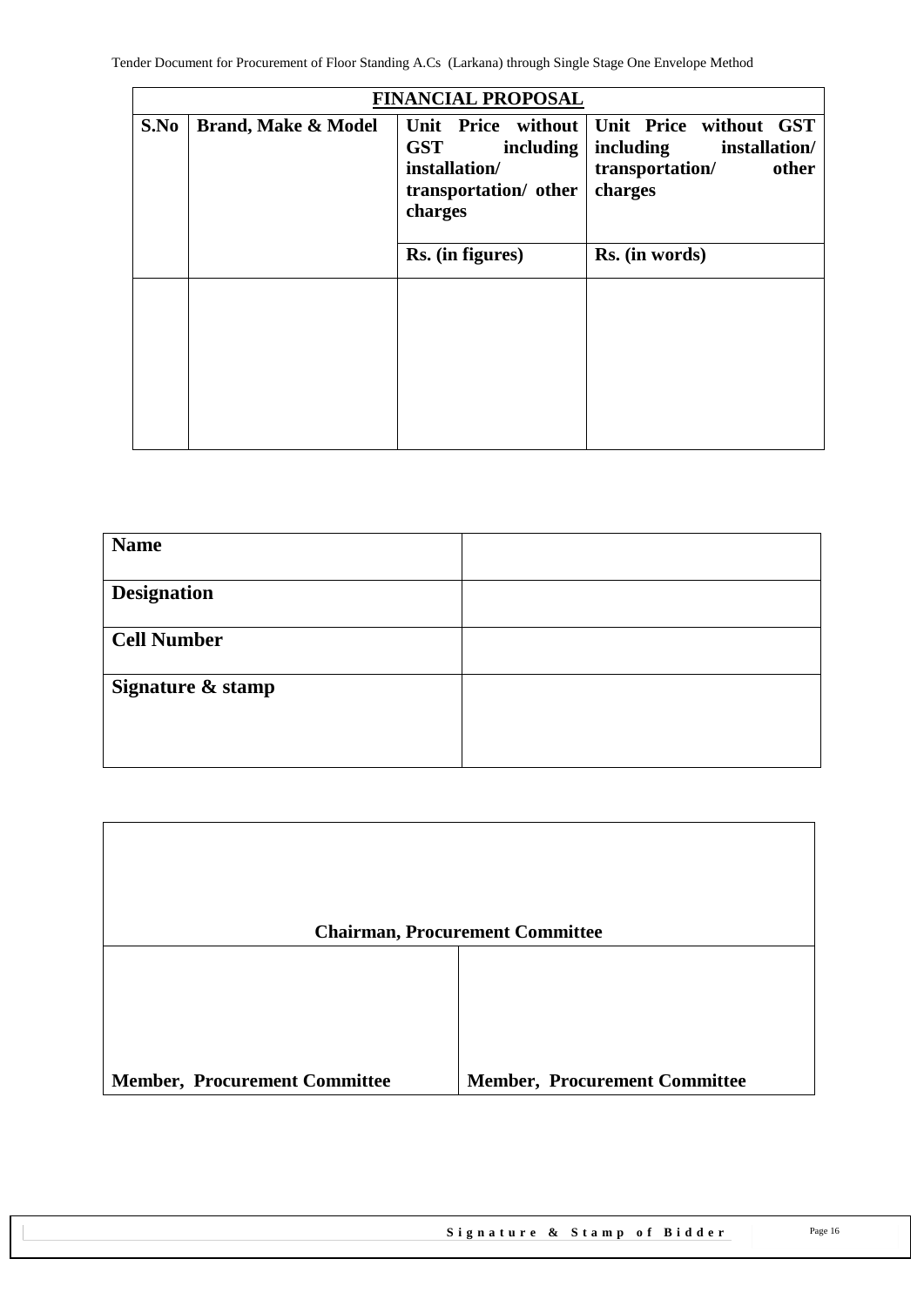| FINANCIAL PROPOSAL | | | |
|---|---|---|---|
| **S.No** | **Brand, Make & Model** | **Unit Price without GST including installation/ transportation/ other charges** | **Unit Price without GST including installation/ transportation/ other charges** |
| | | **Rs. (in figures)** | **Rs. (in words)** |
| | | | |

| **Name** | |
|---|---|
| **Designation** | |
| **Cell Number** | |
| **Signature & stamp** | |

| **Chairman, Procurement Committee** | |
|---|---|
| **Member, Procurement Committee** | **Member, Procurement Committee** |

**Signature & Stamp of Bidder**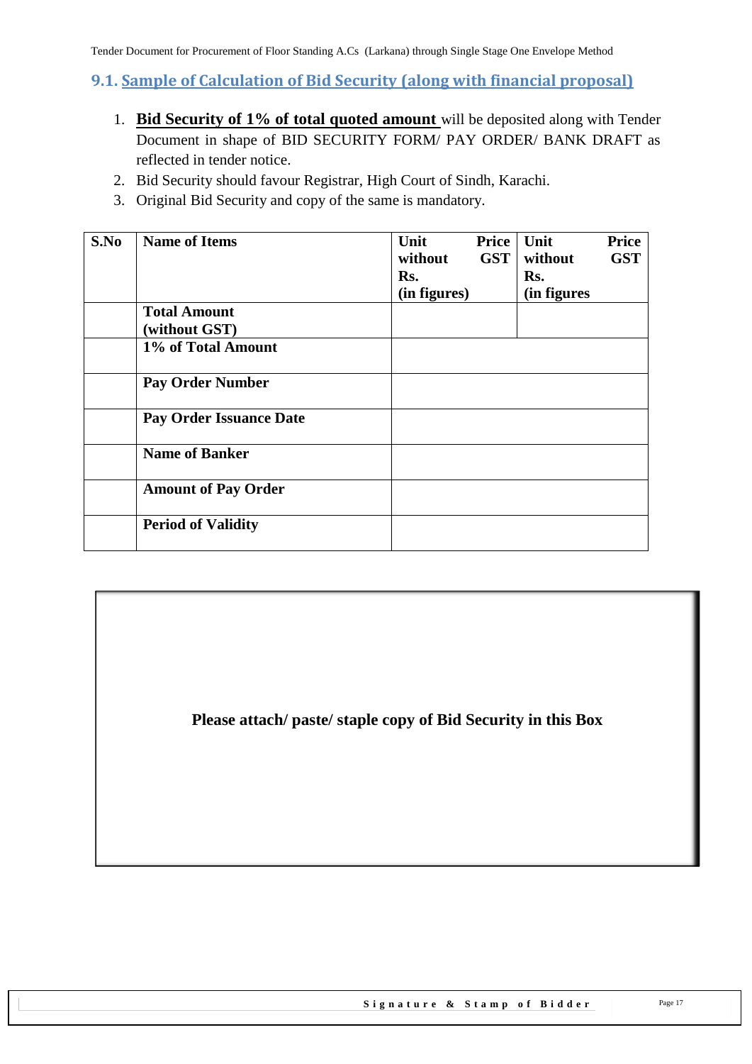## 9.1. Sample of Calculation of Bid Security (along with financial proposal)

1. **Bid Security of 1% of total quoted amount** will be deposited along with Tender Document in shape of BID SECURITY FORM/ PAY ORDER/ BANK DRAFT as reflected in tender notice.
2. Bid Security should favour Registrar, High Court of Sindh, Karachi.
3. Original Bid Security and copy of the same is mandatory.

| S.No | Name of Items | Unit Price without GST Rs. (in figures) | Unit Price without GST Rs. (in figures |
|---|---|---|---|
| | **Total Amount (without GST)** | | |
| | **1% of Total Amount** | | |
| | **Pay Order Number** | | |
| | **Pay Order Issuance Date** | | |
| | **Name of Banker** | | |
| | **Amount of Pay Order** | | |
| | **Period of Validity** | | |

**Please attach/ paste/ staple copy of Bid Security in this Box**

**Signature & Stamp of Bidder**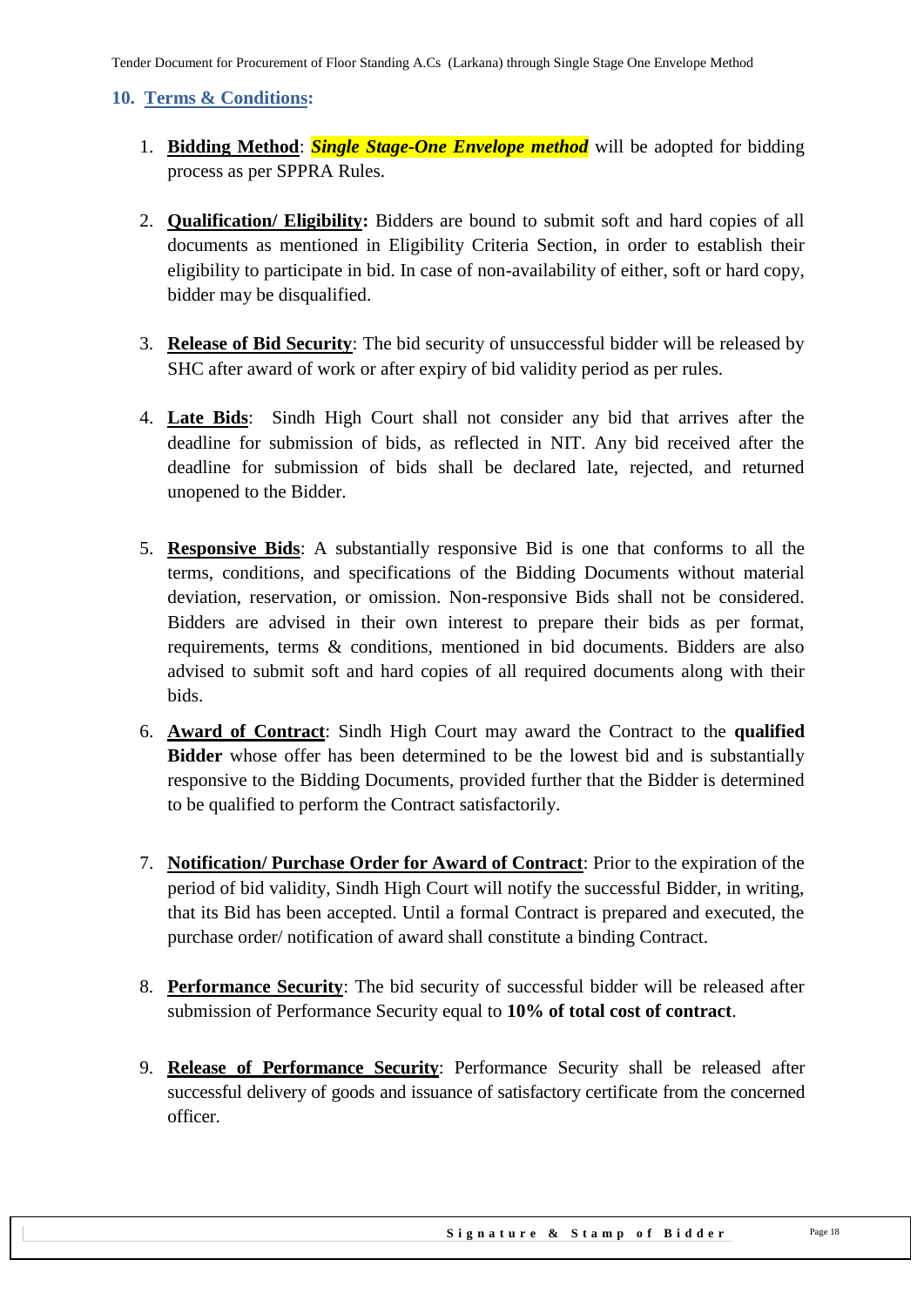## 10. Terms & Conditions:

1. **Bidding Method**: ***Single Stage-One Envelope method*** will be adopted for bidding process as per SPPRA Rules.

2. **Qualification/ Eligibility:** Bidders are bound to submit soft and hard copies of all documents as mentioned in Eligibility Criteria Section, in order to establish their eligibility to participate in bid. In case of non-availability of either, soft or hard copy, bidder may be disqualified.

3. **Release of Bid Security**: The bid security of unsuccessful bidder will be released by SHC after award of work or after expiry of bid validity period as per rules.

4. **Late Bids**: Sindh High Court shall not consider any bid that arrives after the deadline for submission of bids, as reflected in NIT. Any bid received after the deadline for submission of bids shall be declared late, rejected, and returned unopened to the Bidder.

5. **Responsive Bids**: A substantially responsive Bid is one that conforms to all the terms, conditions, and specifications of the Bidding Documents without material deviation, reservation, or omission. Non-responsive Bids shall not be considered. Bidders are advised in their own interest to prepare their bids as per format, requirements, terms & conditions, mentioned in bid documents. Bidders are also advised to submit soft and hard copies of all required documents along with their bids.

6. **Award of Contract**: Sindh High Court may award the Contract to the **qualified Bidder** whose offer has been determined to be the lowest bid and is substantially responsive to the Bidding Documents, provided further that the Bidder is determined to be qualified to perform the Contract satisfactorily.

7. **Notification/ Purchase Order for Award of Contract**: Prior to the expiration of the period of bid validity, Sindh High Court will notify the successful Bidder, in writing, that its Bid has been accepted. Until a formal Contract is prepared and executed, the purchase order/ notification of award shall constitute a binding Contract.

8. **Performance Security**: The bid security of successful bidder will be released after submission of Performance Security equal to **10% of total cost of contract**.

9. **Release of Performance Security**: Performance Security shall be released after successful delivery of goods and issuance of satisfactory certificate from the concerned officer.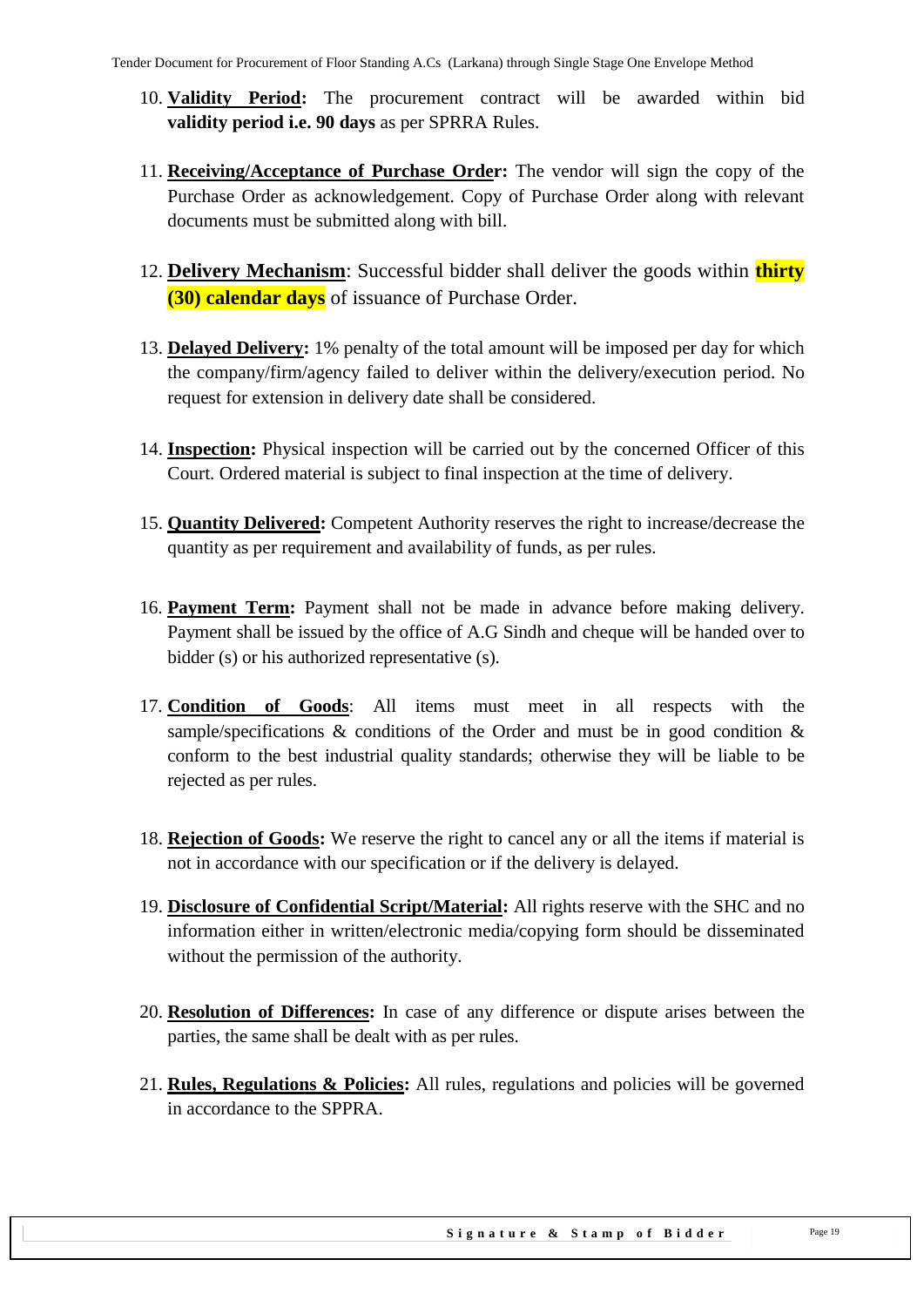10. **Validity Period:** The procurement contract will be awarded within bid **validity period i.e. 90 days** as per SPRRA Rules.

11. **Receiving/Acceptance of Purchase Order:** The vendor will sign the copy of the Purchase Order as acknowledgement. Copy of Purchase Order along with relevant documents must be submitted along with bill.

12. **Delivery Mechanism**: Successful bidder shall deliver the goods within **thirty (30) calendar days** of issuance of Purchase Order.

13. **Delayed Delivery:** 1% penalty of the total amount will be imposed per day for which the company/firm/agency failed to deliver within the delivery/execution period. No request for extension in delivery date shall be considered.

14. **Inspection:** Physical inspection will be carried out by the concerned Officer of this Court. Ordered material is subject to final inspection at the time of delivery.

15. **Quantity Delivered:** Competent Authority reserves the right to increase/decrease the quantity as per requirement and availability of funds, as per rules.

16. **Payment Term:** Payment shall not be made in advance before making delivery. Payment shall be issued by the office of A.G Sindh and cheque will be handed over to bidder (s) or his authorized representative (s).

17. **Condition of Goods**: All items must meet in all respects with the sample/specifications & conditions of the Order and must be in good condition & conform to the best industrial quality standards; otherwise they will be liable to be rejected as per rules.

18. **Rejection of Goods:** We reserve the right to cancel any or all the items if material is not in accordance with our specification or if the delivery is delayed.

19. **Disclosure of Confidential Script/Material:** All rights reserve with the SHC and no information either in written/electronic media/copying form should be disseminated without the permission of the authority.

20. **Resolution of Differences:** In case of any difference or dispute arises between the parties, the same shall be dealt with as per rules.

21. **Rules, Regulations & Policies:** All rules, regulations and policies will be governed in accordance to the SPPRA.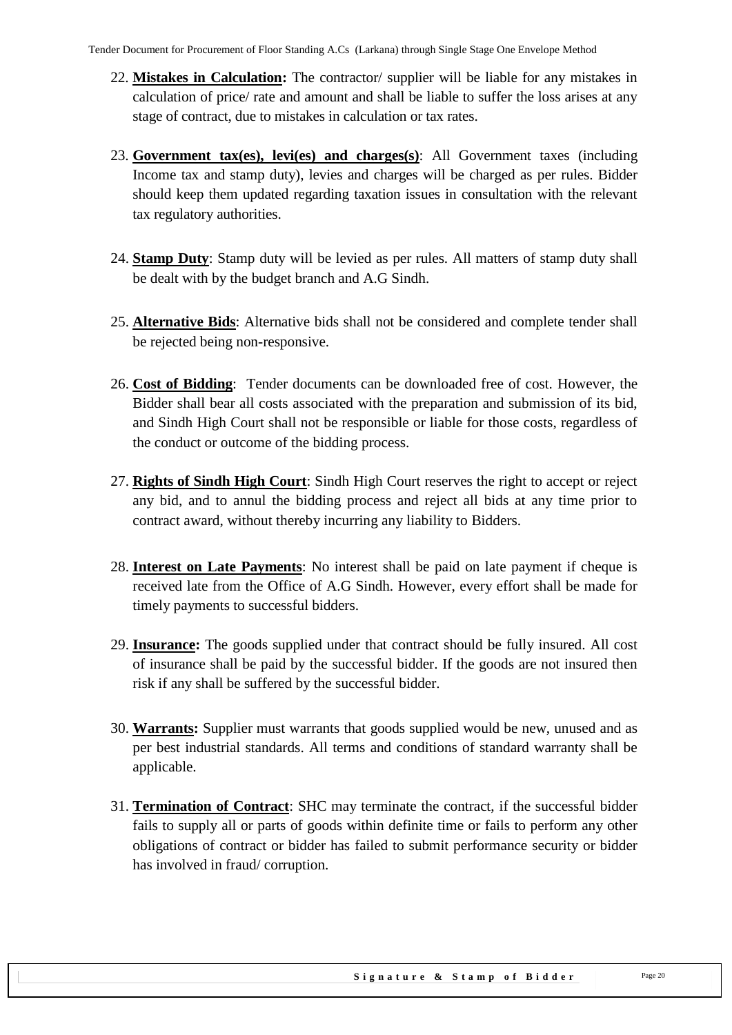22. **Mistakes in Calculation:** The contractor/ supplier will be liable for any mistakes in calculation of price/ rate and amount and shall be liable to suffer the loss arises at any stage of contract, due to mistakes in calculation or tax rates.

23. **Government tax(es), levi(es) and charges(s)**: All Government taxes (including Income tax and stamp duty), levies and charges will be charged as per rules. Bidder should keep them updated regarding taxation issues in consultation with the relevant tax regulatory authorities.

24. **Stamp Duty**: Stamp duty will be levied as per rules. All matters of stamp duty shall be dealt with by the budget branch and A.G Sindh.

25. **Alternative Bids**: Alternative bids shall not be considered and complete tender shall be rejected being non-responsive.

26. **Cost of Bidding**: Tender documents can be downloaded free of cost. However, the Bidder shall bear all costs associated with the preparation and submission of its bid, and Sindh High Court shall not be responsible or liable for those costs, regardless of the conduct or outcome of the bidding process.

27. **Rights of Sindh High Court**: Sindh High Court reserves the right to accept or reject any bid, and to annul the bidding process and reject all bids at any time prior to contract award, without thereby incurring any liability to Bidders.

28. **Interest on Late Payments**: No interest shall be paid on late payment if cheque is received late from the Office of A.G Sindh. However, every effort shall be made for timely payments to successful bidders.

29. **Insurance:** The goods supplied under that contract should be fully insured. All cost of insurance shall be paid by the successful bidder. If the goods are not insured then risk if any shall be suffered by the successful bidder.

30. **Warrants:** Supplier must warrants that goods supplied would be new, unused and as per best industrial standards. All terms and conditions of standard warranty shall be applicable.

31. **Termination of Contract**: SHC may terminate the contract, if the successful bidder fails to supply all or parts of goods within definite time or fails to perform any other obligations of contract or bidder has failed to submit performance security or bidder has involved in fraud/ corruption.

**Signature & Stamp of Bidder**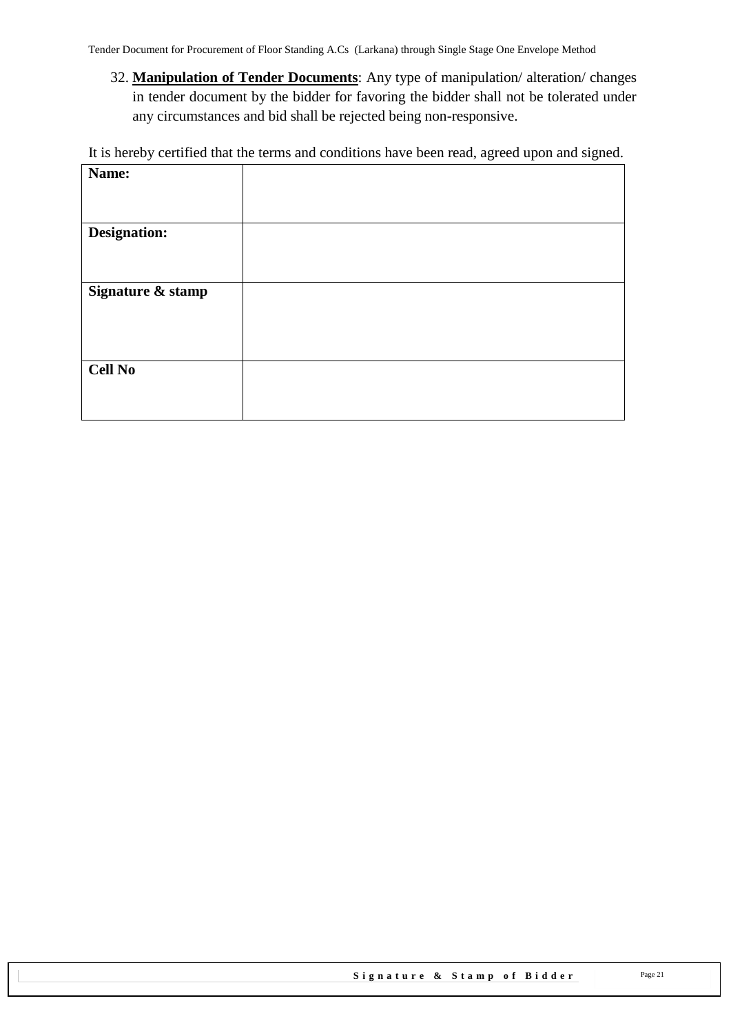32. **Manipulation of Tender Documents**: Any type of manipulation/ alteration/ changes in tender document by the bidder for favoring the bidder shall not be tolerated under any circumstances and bid shall be rejected being non-responsive.

It is hereby certified that the terms and conditions have been read, agreed upon and signed.

| **Name:** | |
|---|---|
| **Designation:** | |
| **Signature & stamp** | |
| **Cell No** | |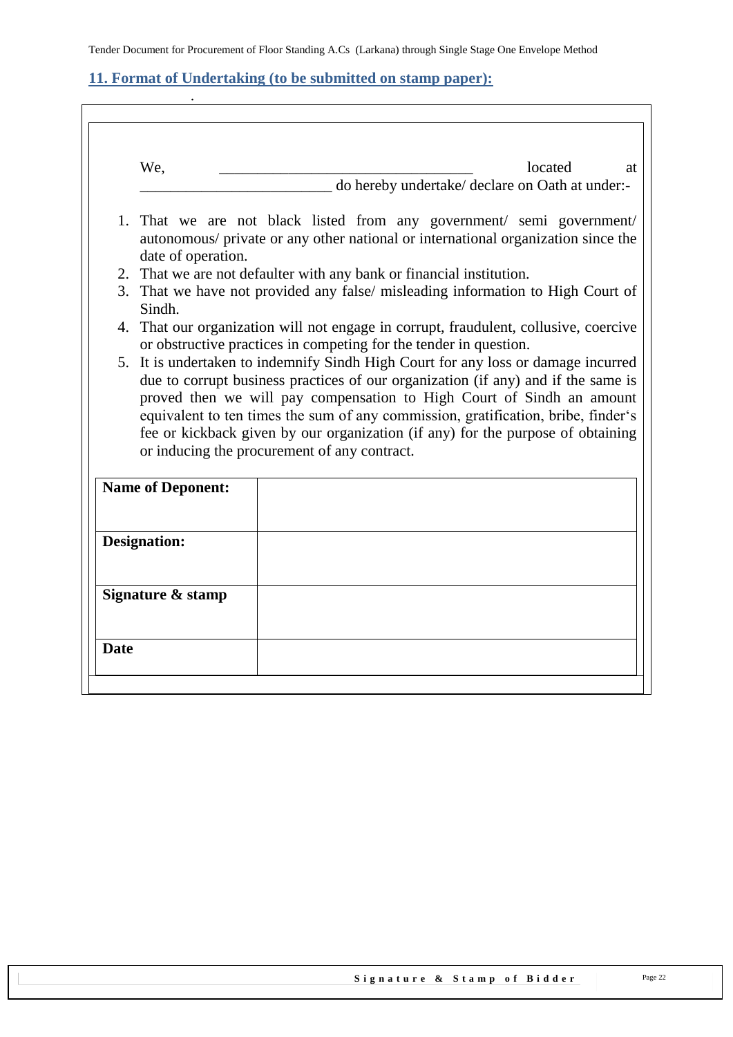## 11. Format of Undertaking (to be submitted on stamp paper):

We, _________________________________ located at _________________________ do hereby undertake/ declare on Oath at under:-

1. That we are not black listed from any government/ semi government/ autonomous/ private or any other national or international organization since the date of operation.
2. That we are not defaulter with any bank or financial institution.
3. That we have not provided any false/ misleading information to High Court of Sindh.
4. That our organization will not engage in corrupt, fraudulent, collusive, coercive or obstructive practices in competing for the tender in question.
5. It is undertaken to indemnify Sindh High Court for any loss or damage incurred due to corrupt business practices of our organization (if any) and if the same is proved then we will pay compensation to High Court of Sindh an amount equivalent to ten times the sum of any commission, gratification, bribe, finder's fee or kickback given by our organization (if any) for the purpose of obtaining or inducing the procurement of any contract.

| | |
|---|---|
| **Name of Deponent:** | |
| **Designation:** | |
| **Signature & stamp** | |
| **Date** | |

**Signature & Stamp of Bidder**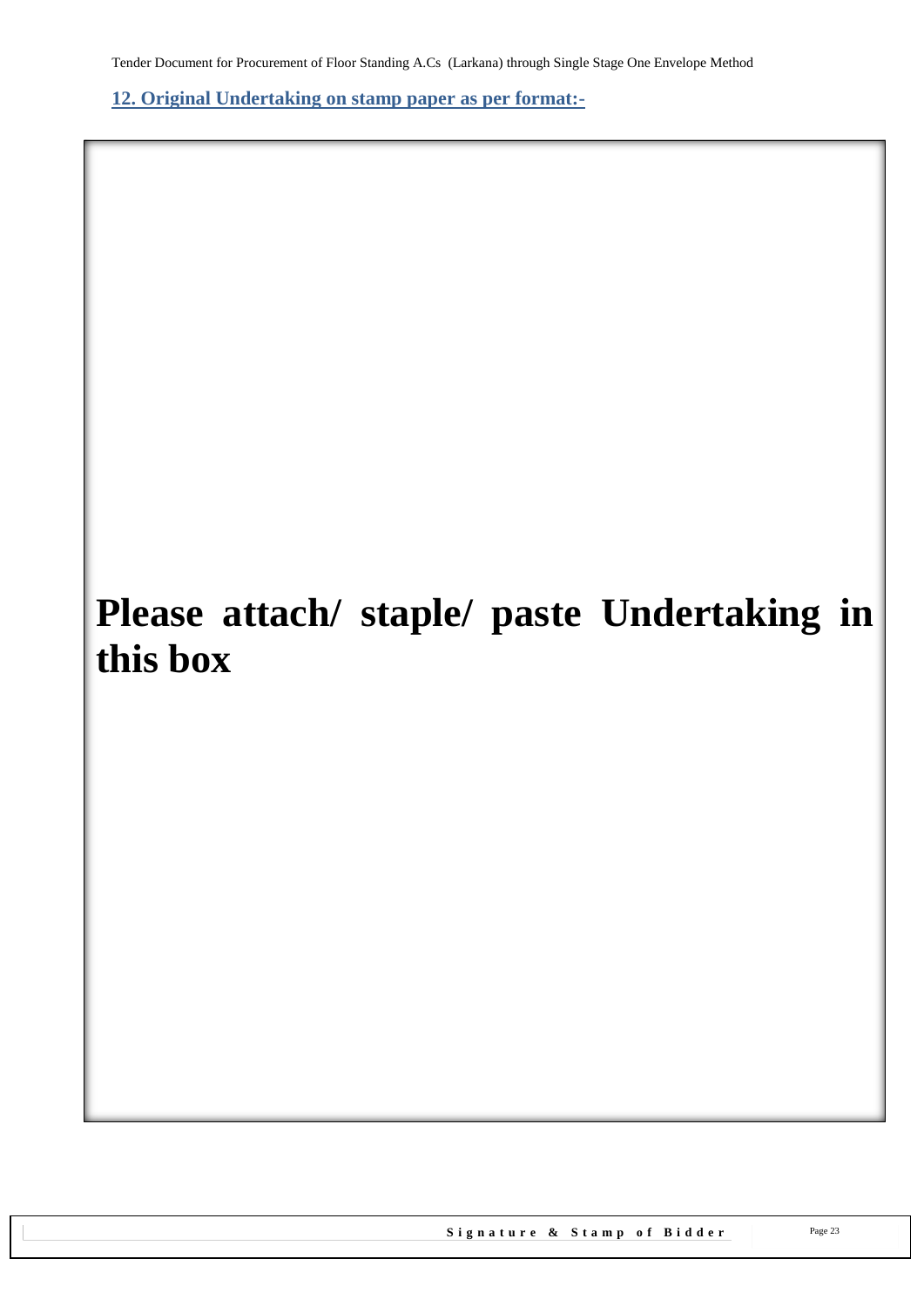## 12. Original Undertaking on stamp paper as per format:-

**Please attach/ staple/ paste Undertaking in this box**

**Signature & Stamp of Bidder**